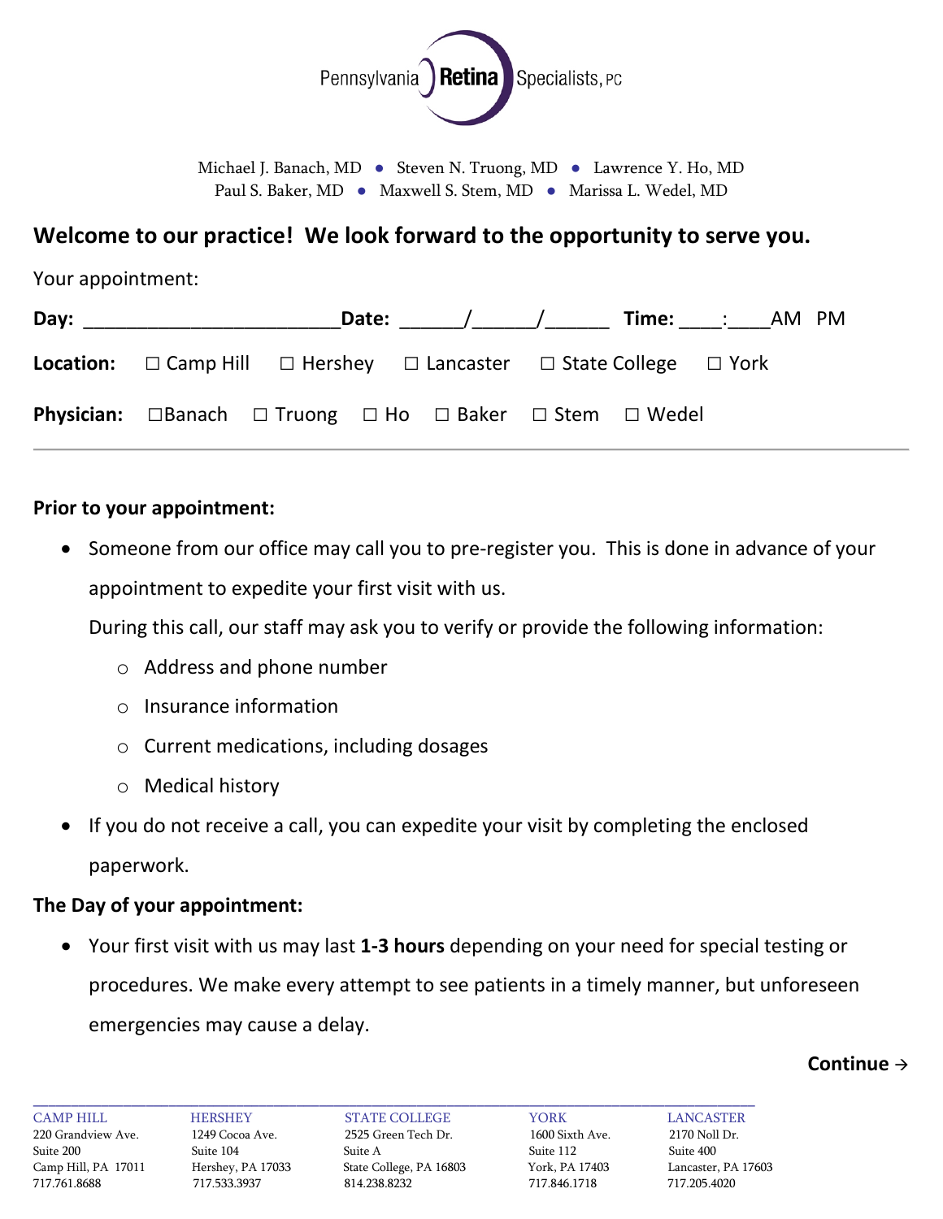# Pennsylvania Retina Specialists, PC

Michael J. Banach, MD • Steven N. Truong, MD • Lawrence Y. Ho, MD
Paul S. Baker, MD • Maxwell S. Stem, MD • Marissa L. Wedel, MD

## Welcome to our practice! We look forward to the opportunity to serve you.

Your appointment:

**Day:** _______________________ **Date:** ______/______/______ **Time:** ____:____ AM PM

**Location:** ☐ Camp Hill ☐ Hershey ☐ Lancaster ☐ State College ☐ York

**Physician:** ☐ Banach ☐ Truong ☐ Ho ☐ Baker ☐ Stem ☐ Wedel

---

**Prior to your appointment:**

- Someone from our office may call you to pre-register you. This is done in advance of your appointment to expedite your first visit with us.

  During this call, our staff may ask you to verify or provide the following information:
  - Address and phone number
  - Insurance information
  - Current medications, including dosages
  - Medical history
- If you do not receive a call, you can expedite your visit by completing the enclosed paperwork.

**The Day of your appointment:**

- Your first visit with us may last **1-3 hours** depending on your need for special testing or procedures. We make every attempt to see patients in a timely manner, but unforeseen emergencies may cause a delay.

**Continue →**

| CAMP HILL | HERSHEY | STATE COLLEGE | YORK | LANCASTER |
|---|---|---|---|---|
| 220 Grandview Ave. | 1249 Cocoa Ave. | 2525 Green Tech Dr. | 1600 Sixth Ave. | 2170 Noll Dr. |
| Suite 200 | Suite 104 | Suite A | Suite 112 | Suite 400 |
| Camp Hill, PA 17011 | Hershey, PA 17033 | State College, PA 16803 | York, PA 17403 | Lancaster, PA 17603 |
| 717.761.8688 | 717.533.3937 | 814.238.8232 | 717.846.1718 | 717.205.4020 |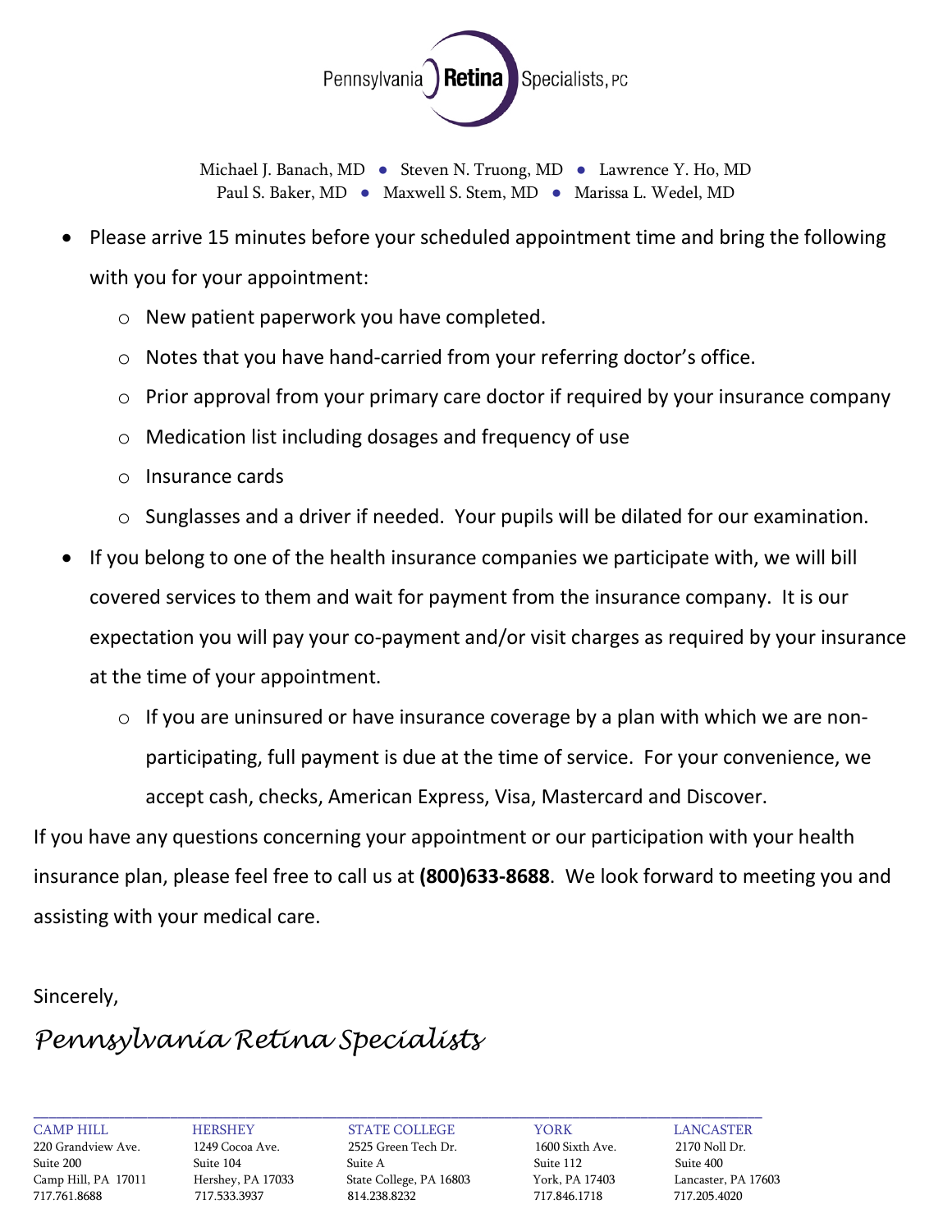Pennsylvania **Retina** Specialists, PC

Michael J. Banach, MD • Steven N. Truong, MD • Lawrence Y. Ho, MD
Paul S. Baker, MD • Maxwell S. Stem, MD • Marissa L. Wedel, MD

- Please arrive 15 minutes before your scheduled appointment time and bring the following with you for your appointment:
  - New patient paperwork you have completed.
  - Notes that you have hand-carried from your referring doctor's office.
  - Prior approval from your primary care doctor if required by your insurance company
  - Medication list including dosages and frequency of use
  - Insurance cards
  - Sunglasses and a driver if needed. Your pupils will be dilated for our examination.
- If you belong to one of the health insurance companies we participate with, we will bill covered services to them and wait for payment from the insurance company. It is our expectation you will pay your co-payment and/or visit charges as required by your insurance at the time of your appointment.
  - If you are uninsured or have insurance coverage by a plan with which we are non-participating, full payment is due at the time of service. For your convenience, we accept cash, checks, American Express, Visa, Mastercard and Discover.

If you have any questions concerning your appointment or our participation with your health insurance plan, please feel free to call us at **(800)633-8688**. We look forward to meeting you and assisting with your medical care.

Sincerely,

*Pennsylvania Retina Specialists*

| CAMP HILL | HERSHEY | STATE COLLEGE | YORK | LANCASTER |
|---|---|---|---|---|
| 220 Grandview Ave. | 1249 Cocoa Ave. | 2525 Green Tech Dr. | 1600 Sixth Ave. | 2170 Noll Dr. |
| Suite 200 | Suite 104 | Suite A | Suite 112 | Suite 400 |
| Camp Hill, PA 17011 | Hershey, PA 17033 | State College, PA 16803 | York, PA 17403 | Lancaster, PA 17603 |
| 717.761.8688 | 717.533.3937 | 814.238.8232 | 717.846.1718 | 717.205.4020 |